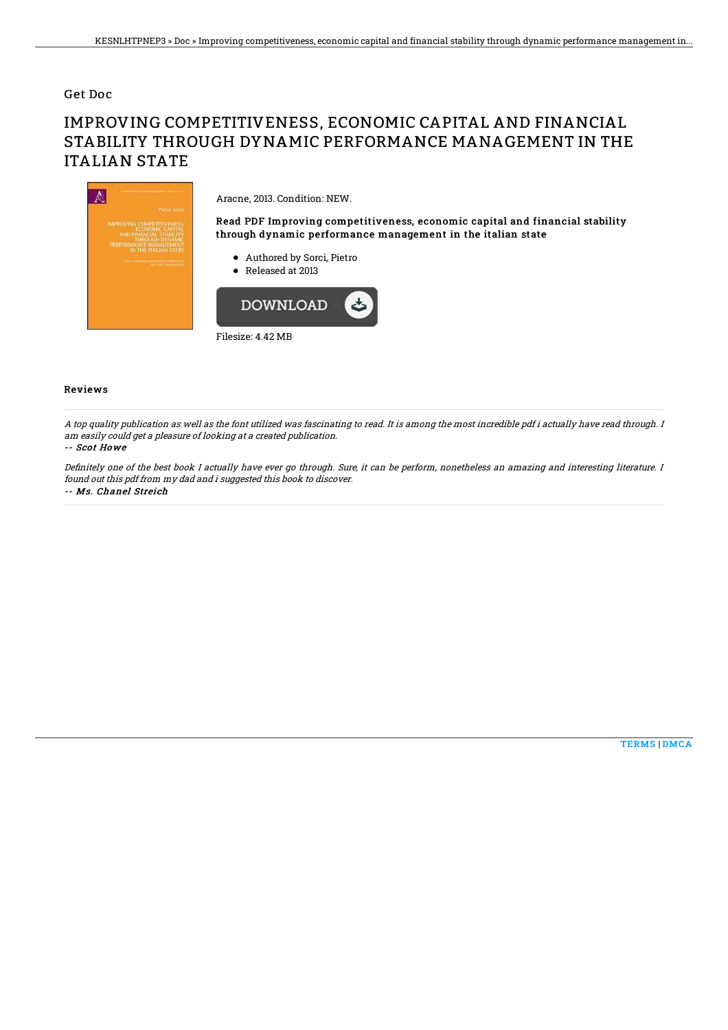Get Doc

# IMPROVING COMPETITIVENESS, ECONOMIC CAPITAL AND FINANCIAL STABILITY THROUGH DYNAMIC PERFORMANCE MANAGEMENT IN THE ITALIAN STATE

Aracne, 2013. Condition: NEW.

**Read PDF Improving competitiveness, economic capital and financial stability through dynamic performance management in the italian state**

- Authored by Sorci, Pietro
- Released at 2013

DOWNLOAD

Filesize: 4.42 MB

## Reviews

*A top quality publication as well as the font utilized was fascinating to read. It is among the most incredible pdf i actually have read through. I am easily could get a pleasure of looking at a created publication.*

*-- Scot Howe*

*Definitely one of the best book I actually have ever go through. Sure, it can be perform, nonetheless an amazing and interesting literature. I found out this pdf from my dad and i suggested this book to discover.*

*-- Ms. Chanel Streich*

TERMS | DMCA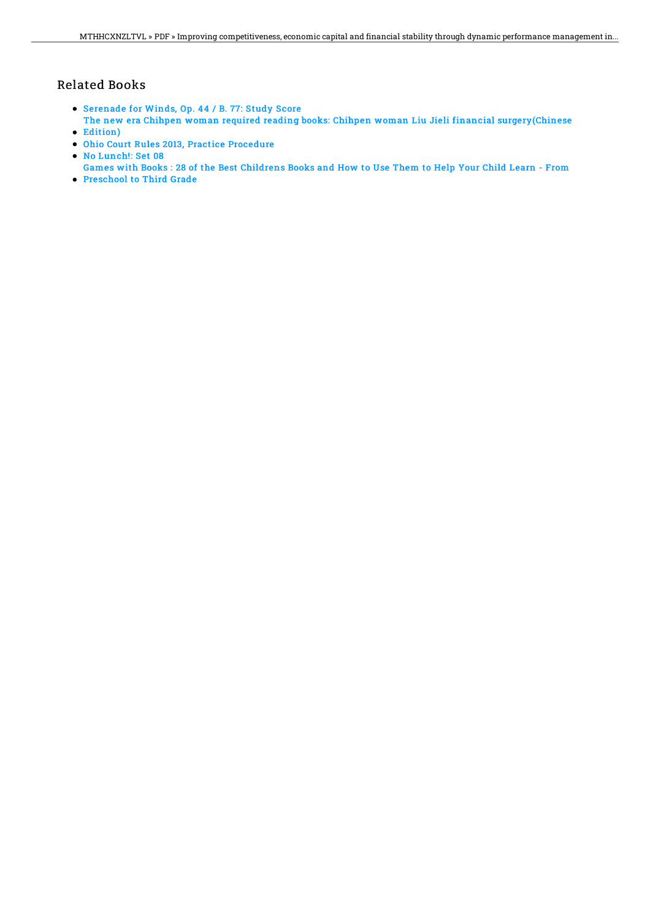## Related Books

- Serenade for Winds, Op. 44 / B. 77: Study Score
- The new era Chihpen woman required reading books: Chihpen woman Liu Jieli financial surgery(Chinese Edition)
- Ohio Court Rules 2013, Practice Procedure
- No Lunch!: Set 08
- Games with Books : 28 of the Best Childrens Books and How to Use Them to Help Your Child Learn - From Preschool to Third Grade